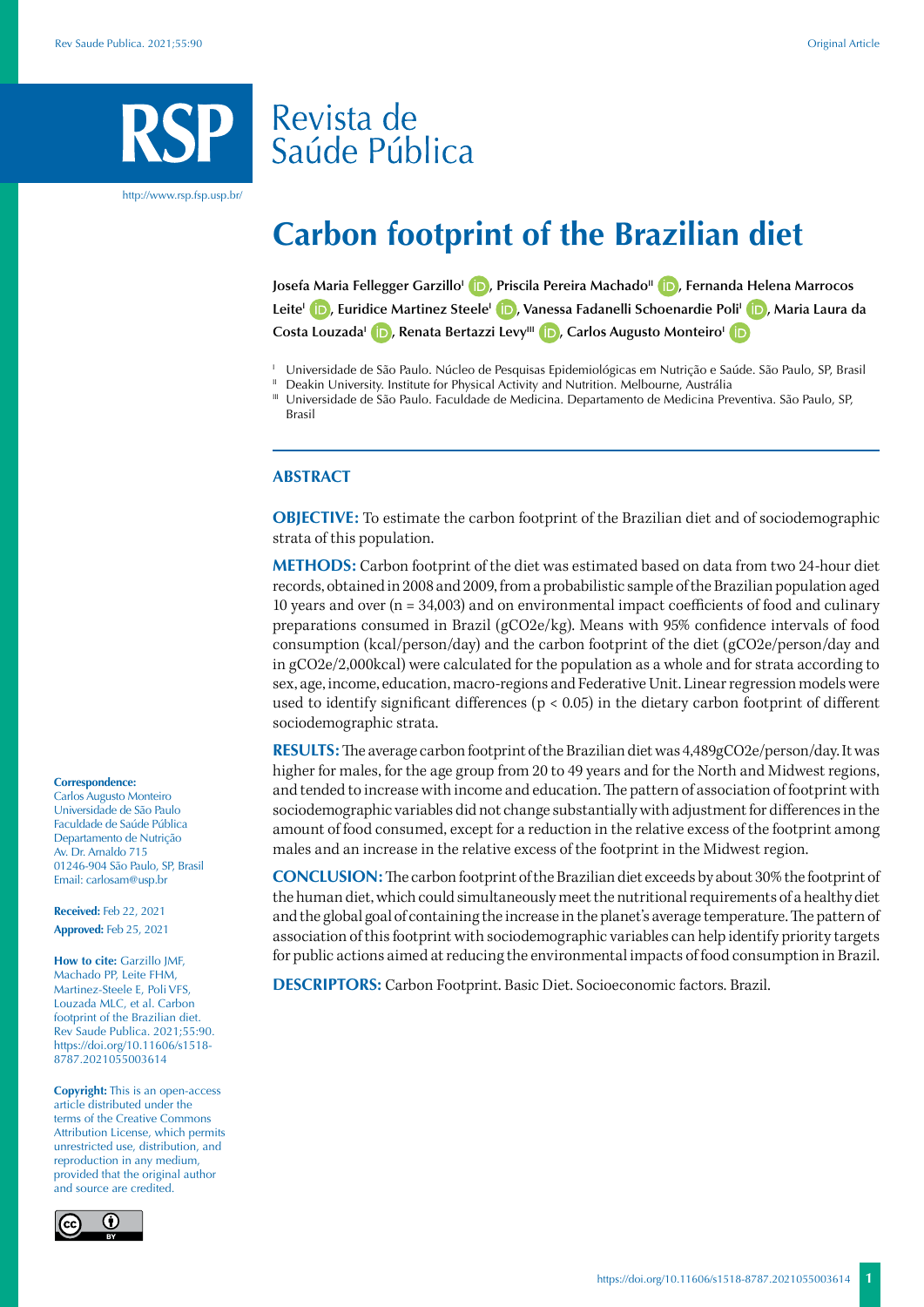Original Article

# Carbon footprint of the Brazilian diet

**Josefa Maria Fellegger Garzillo[I], Priscila Pereira Machado[II], Fernanda Helena Marrocos Leite[I], Euridice Martinez Steele[I], Vanessa Fadanelli Schoenardie Poli[I], Maria Laura da Costa Louzada[I], Renata Bertazzi Levy[III], Carlos Augusto Monteiro[I]**

[I] Universidade de São Paulo. Núcleo de Pesquisas Epidemiológicas em Nutrição e Saúde. São Paulo, SP, Brasil

[II] Deakin University. Institute for Physical Activity and Nutrition. Melbourne, Austrália

[III] Universidade de São Paulo. Faculdade de Medicina. Departamento de Medicina Preventiva. São Paulo, SP, Brasil

## ABSTRACT

**OBJECTIVE:** To estimate the carbon footprint of the Brazilian diet and of sociodemographic strata of this population.

**METHODS:** Carbon footprint of the diet was estimated based on data from two 24-hour diet records, obtained in 2008 and 2009, from a probabilistic sample of the Brazilian population aged 10 years and over (n = 34,003) and on environmental impact coefficients of food and culinary preparations consumed in Brazil (gCO2e/kg). Means with 95% confidence intervals of food consumption (kcal/person/day) and the carbon footprint of the diet (gCO2e/person/day and in gCO2e/2,000kcal) were calculated for the population as a whole and for strata according to sex, age, income, education, macro-regions and Federative Unit. Linear regression models were used to identify significant differences ($p < 0.05$) in the dietary carbon footprint of different sociodemographic strata.

**RESULTS:** The average carbon footprint of the Brazilian diet was 4,489gCO2e/person/day. It was higher for males, for the age group from 20 to 49 years and for the North and Midwest regions, and tended to increase with income and education. The pattern of association of footprint with sociodemographic variables did not change substantially with adjustment for differences in the amount of food consumed, except for a reduction in the relative excess of the footprint among males and an increase in the relative excess of the footprint in the Midwest region.

**CONCLUSION:** The carbon footprint of the Brazilian diet exceeds by about 30% the footprint of the human diet, which could simultaneously meet the nutritional requirements of a healthy diet and the global goal of containing the increase in the planet's average temperature. The pattern of association of this footprint with sociodemographic variables can help identify priority targets for public actions aimed at reducing the environmental impacts of food consumption in Brazil.

**DESCRIPTORS:** Carbon Footprint. Basic Diet. Socioeconomic factors. Brazil.

**Correspondence:**
Carlos Augusto Monteiro
Universidade de São Paulo
Faculdade de Saúde Pública
Departamento de Nutrição
Av. Dr. Arnaldo 715
01246-904 São Paulo, SP, Brasil
Email: carlosam@usp.br

**Received:** Feb 22, 2021
**Approved:** Feb 25, 2021

**How to cite:** Garzillo JMF, Machado PP, Leite FHM, Martinez-Steele E, Poli VFS, Louzada MLC, et al. Carbon footprint of the Brazilian diet. Rev Saude Publica. 2021;55:90. https://doi.org/10.11606/s1518-8787.2021055003614

**Copyright:** This is an open-access article distributed under the terms of the Creative Commons Attribution License, which permits unrestricted use, distribution, and reproduction in any medium, provided that the original author and source are credited.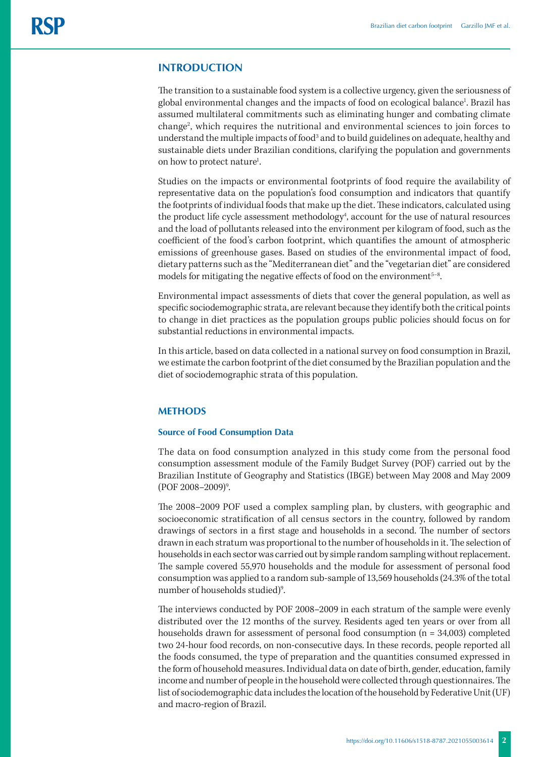## INTRODUCTION

The transition to a sustainable food system is a collective urgency, given the seriousness of global environmental changes and the impacts of food on ecological balance[1]. Brazil has assumed multilateral commitments such as eliminating hunger and combating climate change[2], which requires the nutritional and environmental sciences to join forces to understand the multiple impacts of food[3] and to build guidelines on adequate, healthy and sustainable diets under Brazilian conditions, clarifying the population and governments on how to protect nature[1].

Studies on the impacts or environmental footprints of food require the availability of representative data on the population's food consumption and indicators that quantify the footprints of individual foods that make up the diet. These indicators, calculated using the product life cycle assessment methodology[4], account for the use of natural resources and the load of pollutants released into the environment per kilogram of food, such as the coefficient of the food's carbon footprint, which quantifies the amount of atmospheric emissions of greenhouse gases. Based on studies of the environmental impact of food, dietary patterns such as the "Mediterranean diet" and the "vegetarian diet" are considered models for mitigating the negative effects of food on the environment[5–8].

Environmental impact assessments of diets that cover the general population, as well as specific sociodemographic strata, are relevant because they identify both the critical points to change in diet practices as the population groups public policies should focus on for substantial reductions in environmental impacts.

In this article, based on data collected in a national survey on food consumption in Brazil, we estimate the carbon footprint of the diet consumed by the Brazilian population and the diet of sociodemographic strata of this population.

## METHODS

### Source of Food Consumption Data

The data on food consumption analyzed in this study come from the personal food consumption assessment module of the Family Budget Survey (POF) carried out by the Brazilian Institute of Geography and Statistics (IBGE) between May 2008 and May 2009 (POF 2008–2009)[9].

The 2008–2009 POF used a complex sampling plan, by clusters, with geographic and socioeconomic stratification of all census sectors in the country, followed by random drawings of sectors in a first stage and households in a second. The number of sectors drawn in each stratum was proportional to the number of households in it. The selection of households in each sector was carried out by simple random sampling without replacement. The sample covered 55,970 households and the module for assessment of personal food consumption was applied to a random sub-sample of 13,569 households (24.3% of the total number of households studied)[9].

The interviews conducted by POF 2008–2009 in each stratum of the sample were evenly distributed over the 12 months of the survey. Residents aged ten years or over from all households drawn for assessment of personal food consumption (n = 34,003) completed two 24-hour food records, on non-consecutive days. In these records, people reported all the foods consumed, the type of preparation and the quantities consumed expressed in the form of household measures. Individual data on date of birth, gender, education, family income and number of people in the household were collected through questionnaires. The list of sociodemographic data includes the location of the household by Federative Unit (UF) and macro-region of Brazil.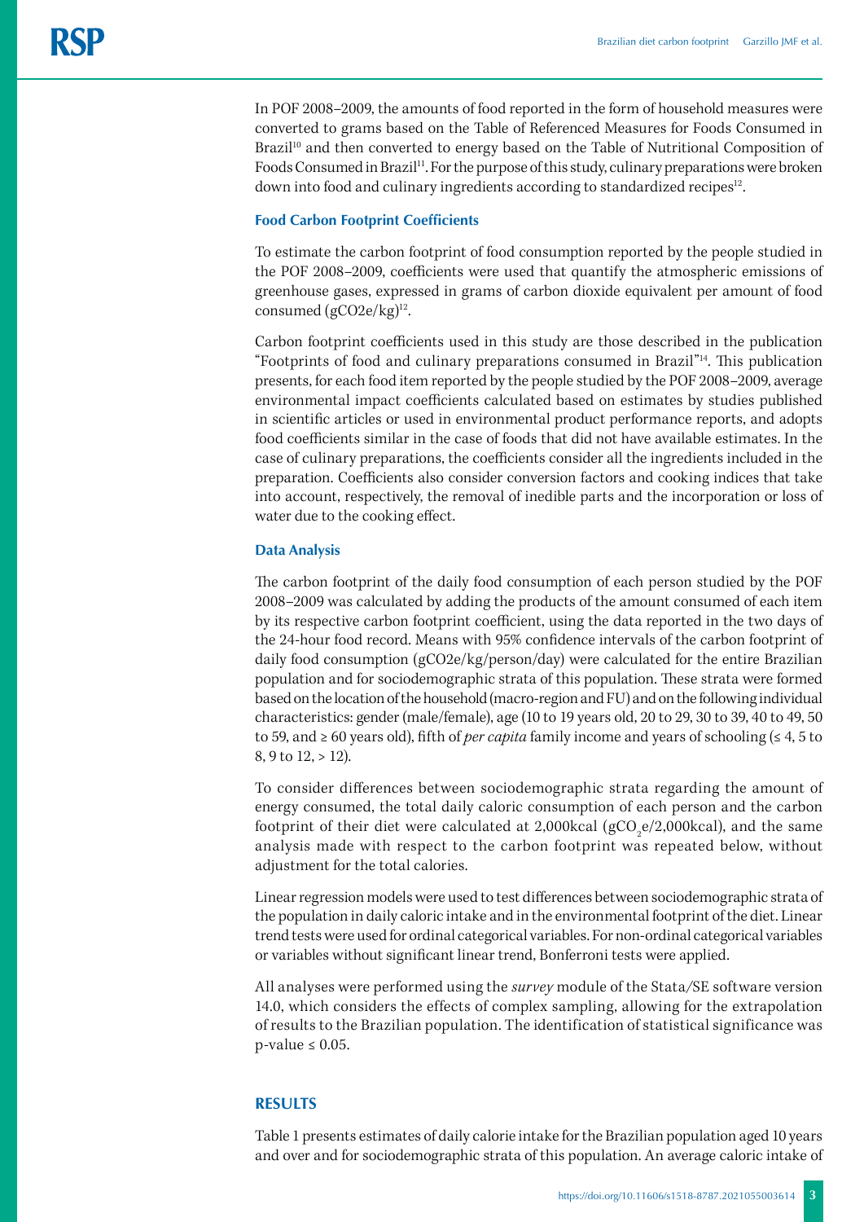In POF 2008–2009, the amounts of food reported in the form of household measures were converted to grams based on the Table of Referenced Measures for Foods Consumed in Brazil[10] and then converted to energy based on the Table of Nutritional Composition of Foods Consumed in Brazil[11]. For the purpose of this study, culinary preparations were broken down into food and culinary ingredients according to standardized recipes[12].

### Food Carbon Footprint Coefficients

To estimate the carbon footprint of food consumption reported by the people studied in the POF 2008–2009, coefficients were used that quantify the atmospheric emissions of greenhouse gases, expressed in grams of carbon dioxide equivalent per amount of food consumed (gCO2e/kg)[12].

Carbon footprint coefficients used in this study are those described in the publication "Footprints of food and culinary preparations consumed in Brazil"[14]. This publication presents, for each food item reported by the people studied by the POF 2008–2009, average environmental impact coefficients calculated based on estimates by studies published in scientific articles or used in environmental product performance reports, and adopts food coefficients similar in the case of foods that did not have available estimates. In the case of culinary preparations, the coefficients consider all the ingredients included in the preparation. Coefficients also consider conversion factors and cooking indices that take into account, respectively, the removal of inedible parts and the incorporation or loss of water due to the cooking effect.

### Data Analysis

The carbon footprint of the daily food consumption of each person studied by the POF 2008–2009 was calculated by adding the products of the amount consumed of each item by its respective carbon footprint coefficient, using the data reported in the two days of the 24-hour food record. Means with 95% confidence intervals of the carbon footprint of daily food consumption (gCO2e/kg/person/day) were calculated for the entire Brazilian population and for sociodemographic strata of this population. These strata were formed based on the location of the household (macro-region and FU) and on the following individual characteristics: gender (male/female), age (10 to 19 years old, 20 to 29, 30 to 39, 40 to 49, 50 to 59, and ≥ 60 years old), fifth of *per capita* family income and years of schooling (≤ 4, 5 to 8, 9 to 12, > 12).

To consider differences between sociodemographic strata regarding the amount of energy consumed, the total daily caloric consumption of each person and the carbon footprint of their diet were calculated at 2,000kcal ($gCO_2e$/2,000kcal), and the same analysis made with respect to the carbon footprint was repeated below, without adjustment for the total calories.

Linear regression models were used to test differences between sociodemographic strata of the population in daily caloric intake and in the environmental footprint of the diet. Linear trend tests were used for ordinal categorical variables. For non-ordinal categorical variables or variables without significant linear trend, Bonferroni tests were applied.

All analyses were performed using the *survey* module of the Stata/SE software version 14.0, which considers the effects of complex sampling, allowing for the extrapolation of results to the Brazilian population. The identification of statistical significance was p-value ≤ 0.05.

## RESULTS

Table 1 presents estimates of daily calorie intake for the Brazilian population aged 10 years and over and for sociodemographic strata of this population. An average caloric intake of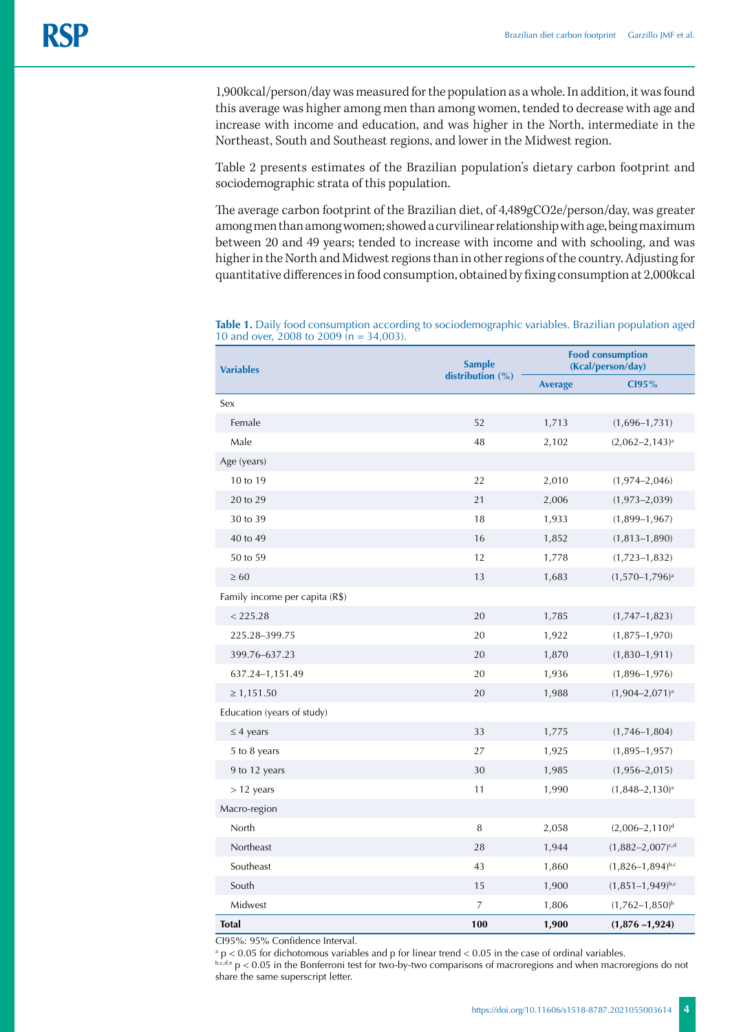1,900kcal/person/day was measured for the population as a whole. In addition, it was found this average was higher among men than among women, tended to decrease with age and increase with income and education, and was higher in the North, intermediate in the Northeast, South and Southeast regions, and lower in the Midwest region.

Table 2 presents estimates of the Brazilian population's dietary carbon footprint and sociodemographic strata of this population.

The average carbon footprint of the Brazilian diet, of 4,489gCO2e/person/day, was greater among men than among women; showed a curvilinear relationship with age, being maximum between 20 and 49 years; tended to increase with income and with schooling, and was higher in the North and Midwest regions than in other regions of the country. Adjusting for quantitative differences in food consumption, obtained by fixing consumption at 2,000kcal

**Table 1.** Daily food consumption according to sociodemographic variables. Brazilian population aged 10 and over, 2008 to 2009 (n = 34,003).

| Variables | Sample distribution (%) | Food consumption (Kcal/person/day) | |
|---|---|---|---|
| | | Average | CI95% |
| Sex | | | |
| Female | 52 | 1,713 | (1,696–1,731) |
| Male | 48 | 2,102 | (2,062–2,143)[a] |
| Age (years) | | | |
| 10 to 19 | 22 | 2,010 | (1,974–2,046) |
| 20 to 29 | 21 | 2,006 | (1,973–2,039) |
| 30 to 39 | 18 | 1,933 | (1,899–1,967) |
| 40 to 49 | 16 | 1,852 | (1,813–1,890) |
| 50 to 59 | 12 | 1,778 | (1,723–1,832) |
| ≥ 60 | 13 | 1,683 | (1,570–1,796)[a] |
| Family income per capita (R$) | | | |
| < 225.28 | 20 | 1,785 | (1,747–1,823) |
| 225.28–399.75 | 20 | 1,922 | (1,875–1,970) |
| 399.76–637.23 | 20 | 1,870 | (1,830–1,911) |
| 637.24–1,151.49 | 20 | 1,936 | (1,896–1,976) |
| ≥ 1,151.50 | 20 | 1,988 | (1,904–2,071)[a] |
| Education (years of study) | | | |
| ≤ 4 years | 33 | 1,775 | (1,746–1,804) |
| 5 to 8 years | 27 | 1,925 | (1,895–1,957) |
| 9 to 12 years | 30 | 1,985 | (1,956–2,015) |
| > 12 years | 11 | 1,990 | (1,848–2,130)[a] |
| Macro-region | | | |
| North | 8 | 2,058 | (2,006–2,110)[d] |
| Northeast | 28 | 1,944 | (1,882–2,007)[c,d] |
| Southeast | 43 | 1,860 | (1,826–1,894)[b,c] |
| South | 15 | 1,900 | (1,851–1,949)[b,c] |
| Midwest | 7 | 1,806 | (1,762–1,850)[b] |
| **Total** | **100** | **1,900** | **(1,876 –1,924)** |

CI95%: 95% Confidence Interval.

[a] $p < 0.05$ for dichotomous variables and p for linear trend < 0.05 in the case of ordinal variables.

[b,c,d,e] $p < 0.05$ in the Bonferroni test for two-by-two comparisons of macroregions and when macroregions do not share the same superscript letter.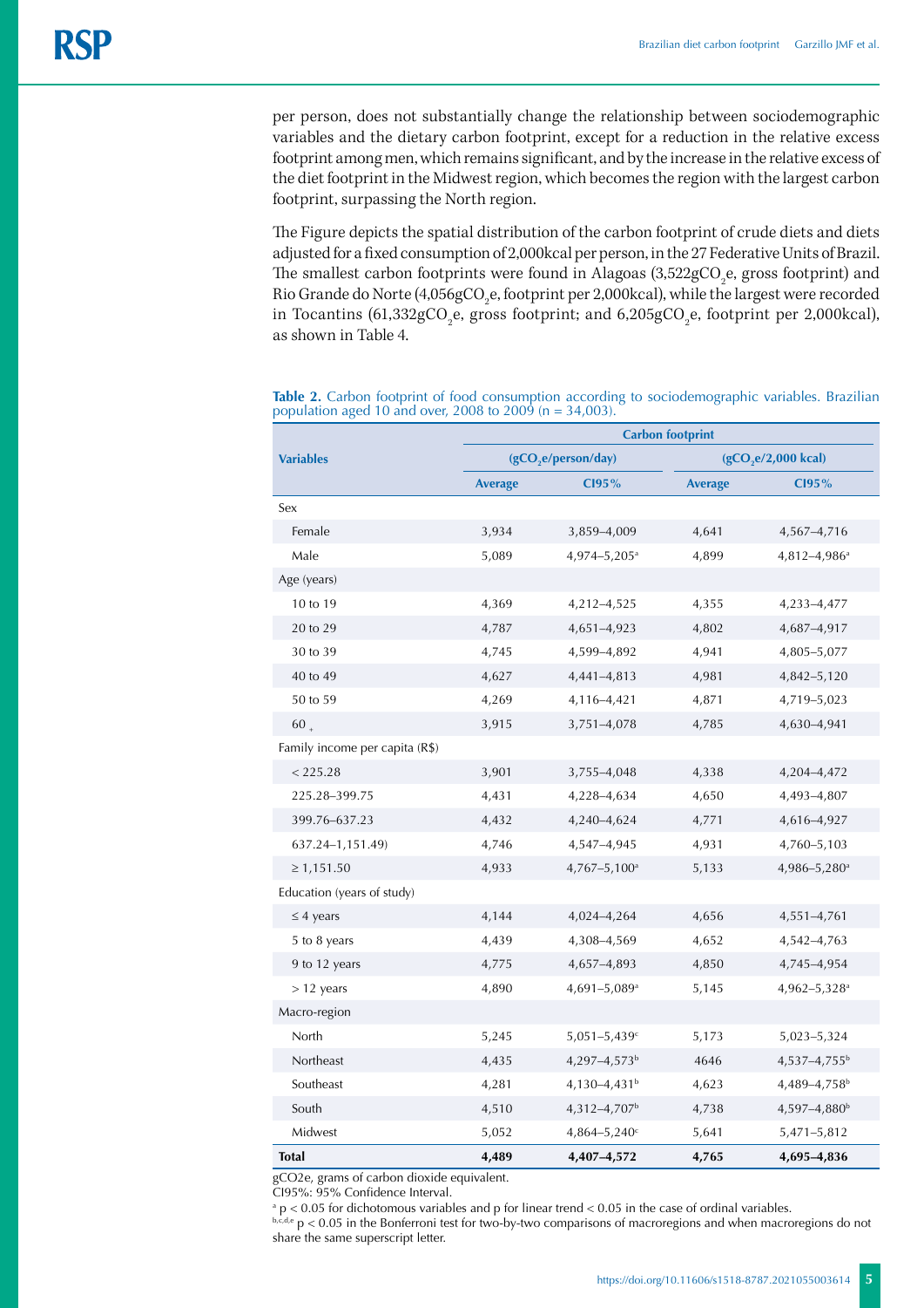per person, does not substantially change the relationship between sociodemographic variables and the dietary carbon footprint, except for a reduction in the relative excess footprint among men, which remains significant, and by the increase in the relative excess of the diet footprint in the Midwest region, which becomes the region with the largest carbon footprint, surpassing the North region.

The Figure depicts the spatial distribution of the carbon footprint of crude diets and diets adjusted for a fixed consumption of 2,000kcal per person, in the 27 Federative Units of Brazil. The smallest carbon footprints were found in Alagoas (3,522g$CO_2$e, gross footprint) and Rio Grande do Norte (4,056g$CO_2$e, footprint per 2,000kcal), while the largest were recorded in Tocantins (61,332g$CO_2$e, gross footprint; and 6,205g$CO_2$e, footprint per 2,000kcal), as shown in Table 4.

**Table 2.** Carbon footprint of food consumption according to sociodemographic variables. Brazilian population aged 10 and over, 2008 to 2009 (n = 34,003).

| Variables | Carbon footprint | | | |
|---|---|---|---|---|
| | (g$CO_2$e/person/day) | | (g$CO_2$e/2,000 kcal) | |
| | Average | CI95% | Average | CI95% |
| Sex | | | | |
| Female | 3,934 | 3,859–4,009 | 4,641 | 4,567–4,716 |
| Male | 5,089 | 4,974–5,205[a] | 4,899 | 4,812–4,986[a] |
| Age (years) | | | | |
| 10 to 19 | 4,369 | 4,212–4,525 | 4,355 | 4,233–4,477 |
| 20 to 29 | 4,787 | 4,651–4,923 | 4,802 | 4,687–4,917 |
| 30 to 39 | 4,745 | 4,599–4,892 | 4,941 | 4,805–5,077 |
| 40 to 49 | 4,627 | 4,441–4,813 | 4,981 | 4,842–5,120 |
| 50 to 59 | 4,269 | 4,116–4,421 | 4,871 | 4,719–5,023 |
| 60 + | 3,915 | 3,751–4,078 | 4,785 | 4,630–4,941 |
| Family income per capita (R$) | | | | |
| < 225.28 | 3,901 | 3,755–4,048 | 4,338 | 4,204–4,472 |
| 225.28–399.75 | 4,431 | 4,228–4,634 | 4,650 | 4,493–4,807 |
| 399.76–637.23 | 4,432 | 4,240–4,624 | 4,771 | 4,616–4,927 |
| 637.24–1,151.49) | 4,746 | 4,547–4,945 | 4,931 | 4,760–5,103 |
| ≥ 1,151.50 | 4,933 | 4,767–5,100[a] | 5,133 | 4,986–5,280[a] |
| Education (years of study) | | | | |
| ≤ 4 years | 4,144 | 4,024–4,264 | 4,656 | 4,551–4,761 |
| 5 to 8 years | 4,439 | 4,308–4,569 | 4,652 | 4,542–4,763 |
| 9 to 12 years | 4,775 | 4,657–4,893 | 4,850 | 4,745–4,954 |
| > 12 years | 4,890 | 4,691–5,089[a] | 5,145 | 4,962–5,328[a] |
| Macro-region | | | | |
| North | 5,245 | 5,051–5,439[c] | 5,173 | 5,023–5,324 |
| Northeast | 4,435 | 4,297–4,573[b] | 4646 | 4,537–4,755[b] |
| Southeast | 4,281 | 4,130–4,431[b] | 4,623 | 4,489–4,758[b] |
| South | 4,510 | 4,312–4,707[b] | 4,738 | 4,597–4,880[b] |
| Midwest | 5,052 | 4,864–5,240[c] | 5,641 | 5,471–5,812 |
| **Total** | **4,489** | **4,407–4,572** | **4,765** | **4,695–4,836** |

g$CO_2$e, grams of carbon dioxide equivalent.
CI95%: 95% Confidence Interval.
[a] $p < 0.05$ for dichotomous variables and p for linear trend < 0.05 in the case of ordinal variables.
[b,c,d,e] $p < 0.05$ in the Bonferroni test for two-by-two comparisons of macroregions and when macroregions do not share the same superscript letter.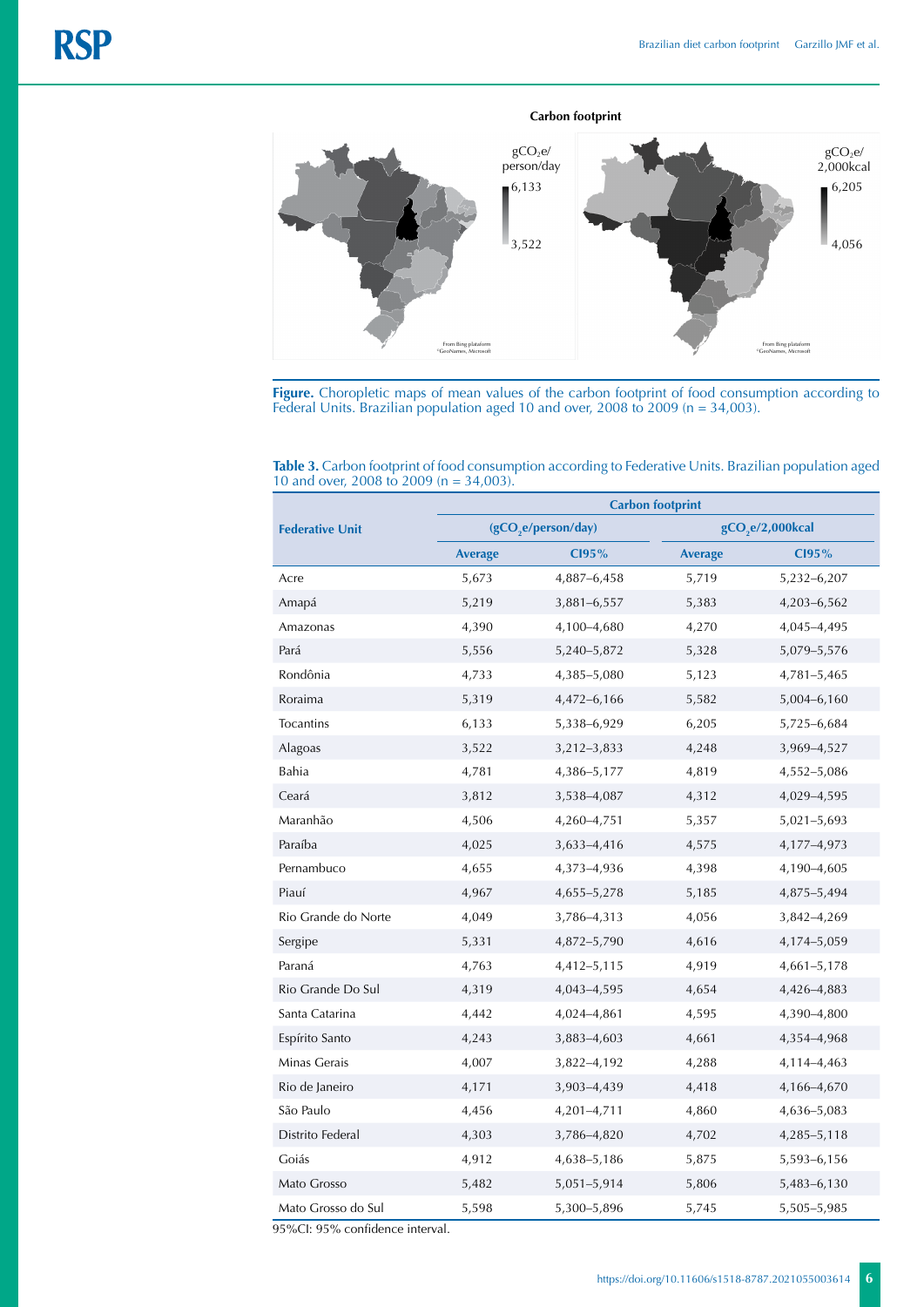Carbon footprint

$gCO_2e$/person/day

6,133

3,522

From Bing plataform ©GeoNames, Microsoft

$gCO_2e$/2,000kcal

6,205

4,056

From Bing plataform ©GeoNames, Microsoft

**Figure.** Choropletic maps of mean values of the carbon footprint of food consumption according to Federal Units. Brazilian population aged 10 and over, 2008 to 2009 (n = 34,003).

**Table 3.** Carbon footprint of food consumption according to Federative Units. Brazilian population aged 10 and over, 2008 to 2009 (n = 34,003).

| Federative Unit | Carbon footprint | | | |
|---|---|---|---|---|
| | ($gCO_2e$/person/day) | | $gCO_2e$/2,000kcal | |
| | Average | CI95% | Average | CI95% |
| Acre | 5,673 | 4,887–6,458 | 5,719 | 5,232–6,207 |
| Amapá | 5,219 | 3,881–6,557 | 5,383 | 4,203–6,562 |
| Amazonas | 4,390 | 4,100–4,680 | 4,270 | 4,045–4,495 |
| Pará | 5,556 | 5,240–5,872 | 5,328 | 5,079–5,576 |
| Rondônia | 4,733 | 4,385–5,080 | 5,123 | 4,781–5,465 |
| Roraima | 5,319 | 4,472–6,166 | 5,582 | 5,004–6,160 |
| Tocantins | 6,133 | 5,338–6,929 | 6,205 | 5,725–6,684 |
| Alagoas | 3,522 | 3,212–3,833 | 4,248 | 3,969–4,527 |
| Bahia | 4,781 | 4,386–5,177 | 4,819 | 4,552–5,086 |
| Ceará | 3,812 | 3,538–4,087 | 4,312 | 4,029–4,595 |
| Maranhão | 4,506 | 4,260–4,751 | 5,357 | 5,021–5,693 |
| Paraíba | 4,025 | 3,633–4,416 | 4,575 | 4,177–4,973 |
| Pernambuco | 4,655 | 4,373–4,936 | 4,398 | 4,190–4,605 |
| Piauí | 4,967 | 4,655–5,278 | 5,185 | 4,875–5,494 |
| Rio Grande do Norte | 4,049 | 3,786–4,313 | 4,056 | 3,842–4,269 |
| Sergipe | 5,331 | 4,872–5,790 | 4,616 | 4,174–5,059 |
| Paraná | 4,763 | 4,412–5,115 | 4,919 | 4,661–5,178 |
| Rio Grande Do Sul | 4,319 | 4,043–4,595 | 4,654 | 4,426–4,883 |
| Santa Catarina | 4,442 | 4,024–4,861 | 4,595 | 4,390–4,800 |
| Espírito Santo | 4,243 | 3,883–4,603 | 4,661 | 4,354–4,968 |
| Minas Gerais | 4,007 | 3,822–4,192 | 4,288 | 4,114–4,463 |
| Rio de Janeiro | 4,171 | 3,903–4,439 | 4,418 | 4,166–4,670 |
| São Paulo | 4,456 | 4,201–4,711 | 4,860 | 4,636–5,083 |
| Distrito Federal | 4,303 | 3,786–4,820 | 4,702 | 4,285–5,118 |
| Goiás | 4,912 | 4,638–5,186 | 5,875 | 5,593–6,156 |
| Mato Grosso | 5,482 | 5,051–5,914 | 5,806 | 5,483–6,130 |
| Mato Grosso do Sul | 5,598 | 5,300–5,896 | 5,745 | 5,505–5,985 |

95%CI: 95% confidence interval.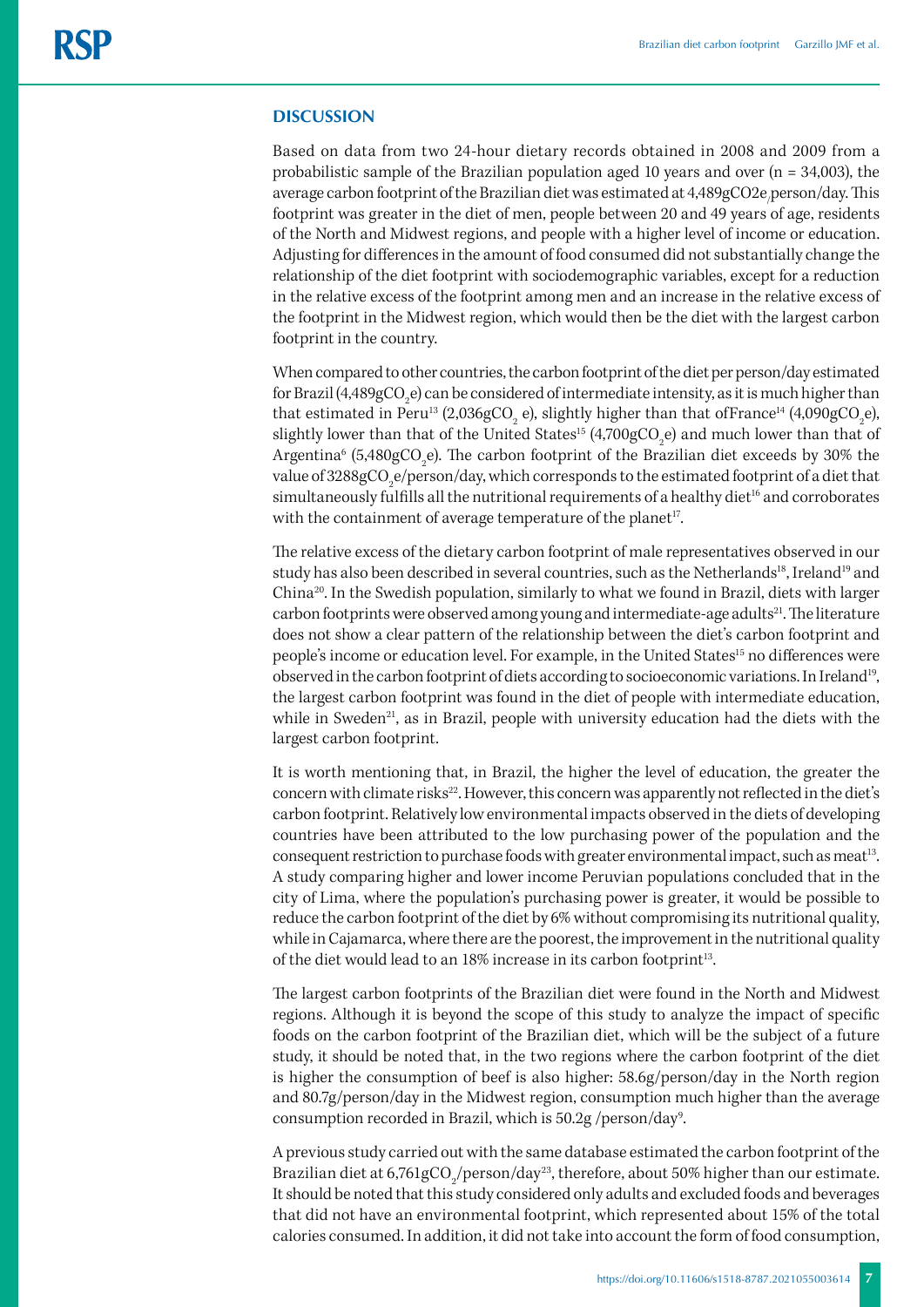## DISCUSSION

Based on data from two 24-hour dietary records obtained in 2008 and 2009 from a probabilistic sample of the Brazilian population aged 10 years and over (n = 34,003), the average carbon footprint of the Brazilian diet was estimated at 4,489gCO2e/person/day. This footprint was greater in the diet of men, people between 20 and 49 years of age, residents of the North and Midwest regions, and people with a higher level of income or education. Adjusting for differences in the amount of food consumed did not substantially change the relationship of the diet footprint with sociodemographic variables, except for a reduction in the relative excess of the footprint among men and an increase in the relative excess of the footprint in the Midwest region, which would then be the diet with the largest carbon footprint in the country.

When compared to other countries, the carbon footprint of the diet per person/day estimated for Brazil (4,489g$CO_2$e) can be considered of intermediate intensity, as it is much higher than that estimated in Peru[13] (2,036g$CO_2$ e), slightly higher than that ofFrance[14] (4,090g$CO_2$e), slightly lower than that of the United States[15] (4,700g$CO_2$e) and much lower than that of Argentina[6] (5,480g$CO_2$e). The carbon footprint of the Brazilian diet exceeds by 30% the value of 3288g$CO_2$e/person/day, which corresponds to the estimated footprint of a diet that simultaneously fulfills all the nutritional requirements of a healthy diet[16] and corroborates with the containment of average temperature of the planet[17].

The relative excess of the dietary carbon footprint of male representatives observed in our study has also been described in several countries, such as the Netherlands[18], Ireland[19] and China[20]. In the Swedish population, similarly to what we found in Brazil, diets with larger carbon footprints were observed among young and intermediate-age adults[21]. The literature does not show a clear pattern of the relationship between the diet's carbon footprint and people's income or education level. For example, in the United States[15] no differences were observed in the carbon footprint of diets according to socioeconomic variations. In Ireland[19], the largest carbon footprint was found in the diet of people with intermediate education, while in Sweden[21], as in Brazil, people with university education had the diets with the largest carbon footprint.

It is worth mentioning that, in Brazil, the higher the level of education, the greater the concern with climate risks[22]. However, this concern was apparently not reflected in the diet's carbon footprint. Relatively low environmental impacts observed in the diets of developing countries have been attributed to the low purchasing power of the population and the consequent restriction to purchase foods with greater environmental impact, such as meat[13]. A study comparing higher and lower income Peruvian populations concluded that in the city of Lima, where the population's purchasing power is greater, it would be possible to reduce the carbon footprint of the diet by 6% without compromising its nutritional quality, while in Cajamarca, where there are the poorest, the improvement in the nutritional quality of the diet would lead to an 18% increase in its carbon footprint[13].

The largest carbon footprints of the Brazilian diet were found in the North and Midwest regions. Although it is beyond the scope of this study to analyze the impact of specific foods on the carbon footprint of the Brazilian diet, which will be the subject of a future study, it should be noted that, in the two regions where the carbon footprint of the diet is higher the consumption of beef is also higher: 58.6g/person/day in the North region and 80.7g/person/day in the Midwest region, consumption much higher than the average consumption recorded in Brazil, which is 50.2g /person/day[9].

A previous study carried out with the same database estimated the carbon footprint of the Brazilian diet at 6,761g$CO_2$/person/day[23], therefore, about 50% higher than our estimate. It should be noted that this study considered only adults and excluded foods and beverages that did not have an environmental footprint, which represented about 15% of the total calories consumed. In addition, it did not take into account the form of food consumption,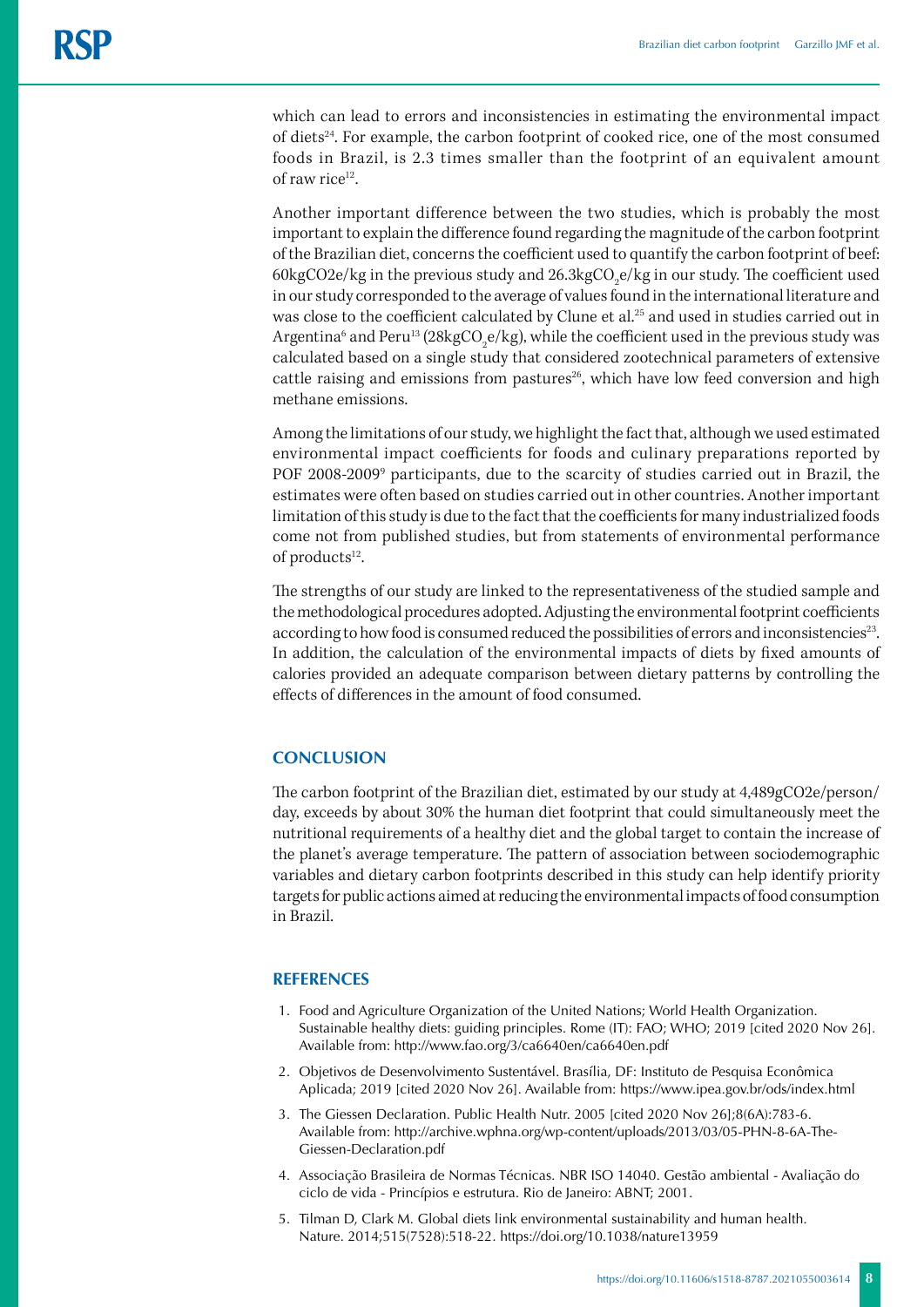which can lead to errors and inconsistencies in estimating the environmental impact of diets[24]. For example, the carbon footprint of cooked rice, one of the most consumed foods in Brazil, is 2.3 times smaller than the footprint of an equivalent amount of raw rice[12].

Another important difference between the two studies, which is probably the most important to explain the difference found regarding the magnitude of the carbon footprint of the Brazilian diet, concerns the coefficient used to quantify the carbon footprint of beef: 60kgCO2e/kg in the previous study and 26.3kg$CO_2$e/kg in our study. The coefficient used in our study corresponded to the average of values found in the international literature and was close to the coefficient calculated by Clune et al.[25] and used in studies carried out in Argentina[6] and Peru[13] (28kg$CO_2$e/kg), while the coefficient used in the previous study was calculated based on a single study that considered zootechnical parameters of extensive cattle raising and emissions from pastures[26], which have low feed conversion and high methane emissions.

Among the limitations of our study, we highlight the fact that, although we used estimated environmental impact coefficients for foods and culinary preparations reported by POF 2008-2009[9] participants, due to the scarcity of studies carried out in Brazil, the estimates were often based on studies carried out in other countries. Another important limitation of this study is due to the fact that the coefficients for many industrialized foods come not from published studies, but from statements of environmental performance of products[12].

The strengths of our study are linked to the representativeness of the studied sample and the methodological procedures adopted. Adjusting the environmental footprint coefficients according to how food is consumed reduced the possibilities of errors and inconsistencies[23]. In addition, the calculation of the environmental impacts of diets by fixed amounts of calories provided an adequate comparison between dietary patterns by controlling the effects of differences in the amount of food consumed.

## CONCLUSION

The carbon footprint of the Brazilian diet, estimated by our study at 4,489gCO2e/person/day, exceeds by about 30% the human diet footprint that could simultaneously meet the nutritional requirements of a healthy diet and the global target to contain the increase of the planet's average temperature. The pattern of association between sociodemographic variables and dietary carbon footprints described in this study can help identify priority targets for public actions aimed at reducing the environmental impacts of food consumption in Brazil.

## REFERENCES

1. Food and Agriculture Organization of the United Nations; World Health Organization. Sustainable healthy diets: guiding principles. Rome (IT): FAO; WHO; 2019 [cited 2020 Nov 26]. Available from: http://www.fao.org/3/ca6640en/ca6640en.pdf
2. Objetivos de Desenvolvimento Sustentável. Brasília, DF: Instituto de Pesquisa Econômica Aplicada; 2019 [cited 2020 Nov 26]. Available from: https://www.ipea.gov.br/ods/index.html
3. The Giessen Declaration. Public Health Nutr. 2005 [cited 2020 Nov 26];8(6A):783-6. Available from: http://archive.wphna.org/wp-content/uploads/2013/03/05-PHN-8-6A-The-Giessen-Declaration.pdf
4. Associação Brasileira de Normas Técnicas. NBR ISO 14040. Gestão ambiental - Avaliação do ciclo de vida - Princípios e estrutura. Rio de Janeiro: ABNT; 2001.
5. Tilman D, Clark M. Global diets link environmental sustainability and human health. Nature. 2014;515(7528):518-22. https://doi.org/10.1038/nature13959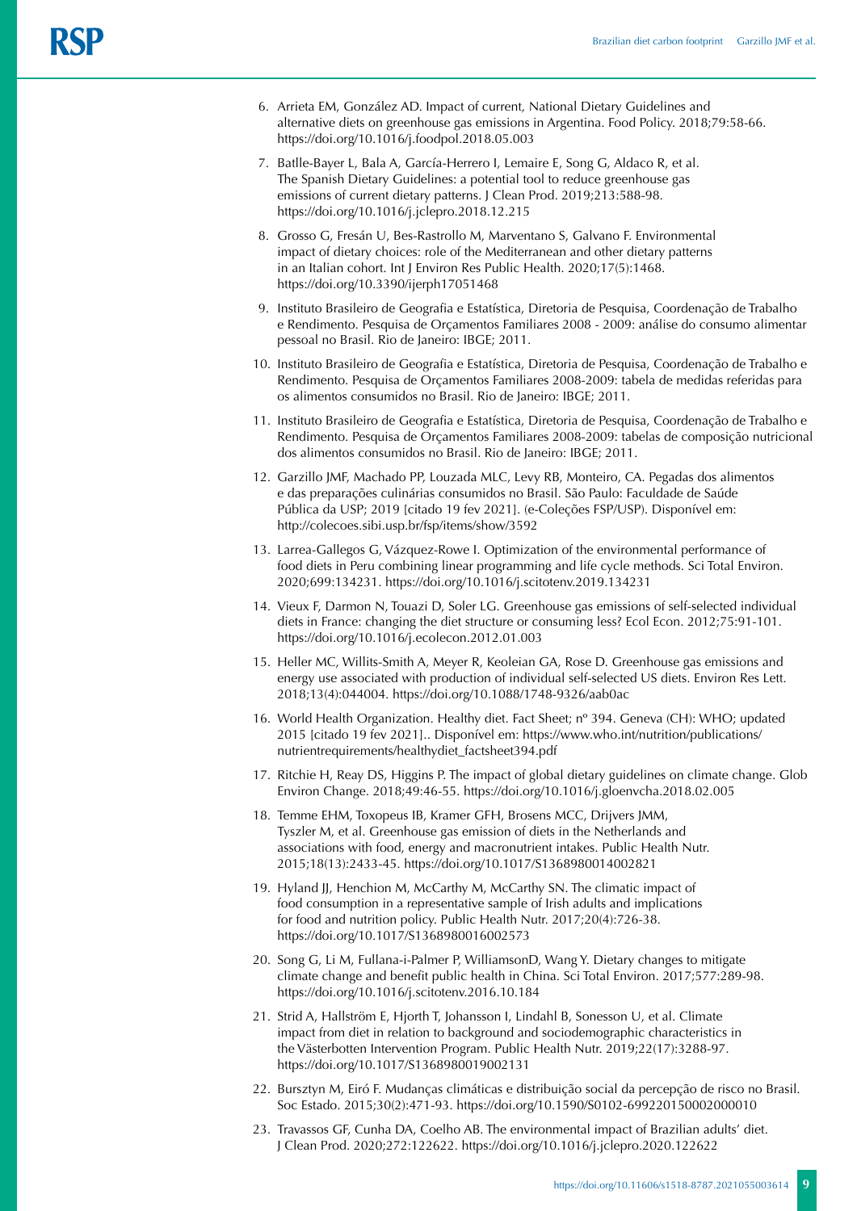6. Arrieta EM, González AD. Impact of current, National Dietary Guidelines and alternative diets on greenhouse gas emissions in Argentina. Food Policy. 2018;79:58-66. https://doi.org/10.1016/j.foodpol.2018.05.003

7. Batlle-Bayer L, Bala A, García-Herrero I, Lemaire E, Song G, Aldaco R, et al. The Spanish Dietary Guidelines: a potential tool to reduce greenhouse gas emissions of current dietary patterns. J Clean Prod. 2019;213:588-98. https://doi.org/10.1016/j.jclepro.2018.12.215

8. Grosso G, Fresán U, Bes-Rastrollo M, Marventano S, Galvano F. Environmental impact of dietary choices: role of the Mediterranean and other dietary patterns in an Italian cohort. Int J Environ Res Public Health. 2020;17(5):1468. https://doi.org/10.3390/ijerph17051468

9. Instituto Brasileiro de Geografia e Estatística, Diretoria de Pesquisa, Coordenação de Trabalho e Rendimento. Pesquisa de Orçamentos Familiares 2008 - 2009: análise do consumo alimentar pessoal no Brasil. Rio de Janeiro: IBGE; 2011.

10. Instituto Brasileiro de Geografia e Estatística, Diretoria de Pesquisa, Coordenação de Trabalho e Rendimento. Pesquisa de Orçamentos Familiares 2008-2009: tabela de medidas referidas para os alimentos consumidos no Brasil. Rio de Janeiro: IBGE; 2011.

11. Instituto Brasileiro de Geografia e Estatística, Diretoria de Pesquisa, Coordenação de Trabalho e Rendimento. Pesquisa de Orçamentos Familiares 2008-2009: tabelas de composição nutricional dos alimentos consumidos no Brasil. Rio de Janeiro: IBGE; 2011.

12. Garzillo JMF, Machado PP, Louzada MLC, Levy RB, Monteiro, CA. Pegadas dos alimentos e das preparações culinárias consumidos no Brasil. São Paulo: Faculdade de Saúde Pública da USP; 2019 [citado 19 fev 2021]. (e-Coleções FSP/USP). Disponível em: http://colecoes.sibi.usp.br/fsp/items/show/3592

13. Larrea-Gallegos G, Vázquez-Rowe I. Optimization of the environmental performance of food diets in Peru combining linear programming and life cycle methods. Sci Total Environ. 2020;699:134231. https://doi.org/10.1016/j.scitotenv.2019.134231

14. Vieux F, Darmon N, Touazi D, Soler LG. Greenhouse gas emissions of self-selected individual diets in France: changing the diet structure or consuming less? Ecol Econ. 2012;75:91-101. https://doi.org/10.1016/j.ecolecon.2012.01.003

15. Heller MC, Willits-Smith A, Meyer R, Keoleian GA, Rose D. Greenhouse gas emissions and energy use associated with production of individual self-selected US diets. Environ Res Lett. 2018;13(4):044004. https://doi.org/10.1088/1748-9326/aab0ac

16. World Health Organization. Healthy diet. Fact Sheet; nº 394. Geneva (CH): WHO; updated 2015 [citado 19 fev 2021].. Disponível em: https://www.who.int/nutrition/publications/nutrientrequirements/healthydiet_factsheet394.pdf

17. Ritchie H, Reay DS, Higgins P. The impact of global dietary guidelines on climate change. Glob Environ Change. 2018;49:46-55. https://doi.org/10.1016/j.gloenvcha.2018.02.005

18. Temme EHM, Toxopeus IB, Kramer GFH, Brosens MCC, Drijvers JMM, Tyszler M, et al. Greenhouse gas emission of diets in the Netherlands and associations with food, energy and macronutrient intakes. Public Health Nutr. 2015;18(13):2433-45. https://doi.org/10.1017/S1368980014002821

19. Hyland JJ, Henchion M, McCarthy M, McCarthy SN. The climatic impact of food consumption in a representative sample of Irish adults and implications for food and nutrition policy. Public Health Nutr. 2017;20(4):726-38. https://doi.org/10.1017/S1368980016002573

20. Song G, Li M, Fullana-i-Palmer P, WilliamsonD, Wang Y. Dietary changes to mitigate climate change and benefit public health in China. Sci Total Environ. 2017;577:289-98. https://doi.org/10.1016/j.scitotenv.2016.10.184

21. Strid A, Hallström E, Hjorth T, Johansson I, Lindahl B, Sonesson U, et al. Climate impact from diet in relation to background and sociodemographic characteristics in the Västerbotten Intervention Program. Public Health Nutr. 2019;22(17):3288-97. https://doi.org/10.1017/S1368980019002131

22. Bursztyn M, Eiró F. Mudanças climáticas e distribuição social da percepção de risco no Brasil. Soc Estado. 2015;30(2):471-93. https://doi.org/10.1590/S0102-699220150002000010

23. Travassos GF, Cunha DA, Coelho AB. The environmental impact of Brazilian adults' diet. J Clean Prod. 2020;272:122622. https://doi.org/10.1016/j.jclepro.2020.122622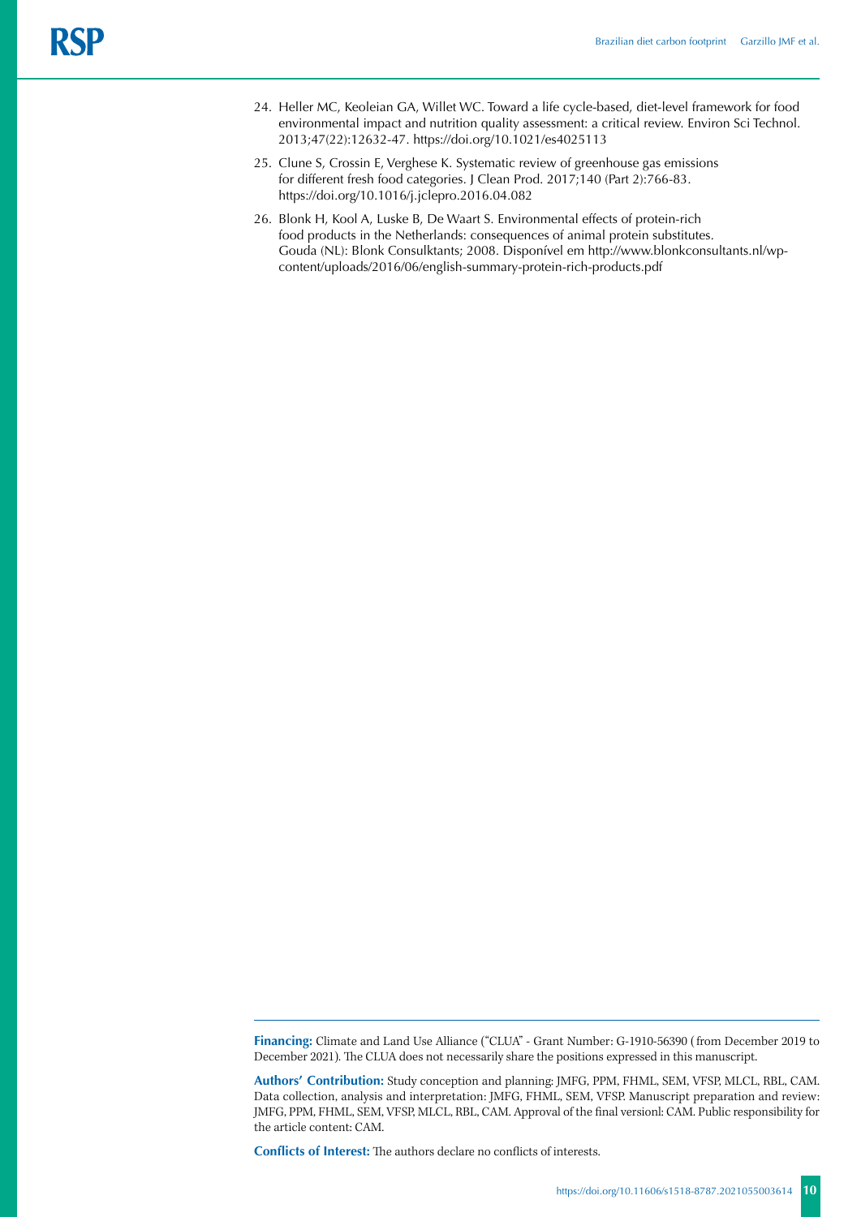24. Heller MC, Keoleian GA, Willet WC. Toward a life cycle-based, diet-level framework for food environmental impact and nutrition quality assessment: a critical review. Environ Sci Technol. 2013;47(22):12632-47. https://doi.org/10.1021/es4025113

25. Clune S, Crossin E, Verghese K. Systematic review of greenhouse gas emissions for different fresh food categories. J Clean Prod. 2017;140 (Part 2):766-83. https://doi.org/10.1016/j.jclepro.2016.04.082

26. Blonk H, Kool A, Luske B, De Waart S. Environmental effects of protein-rich food products in the Netherlands: consequences of animal protein substitutes. Gouda (NL): Blonk Consulktants; 2008. Disponível em http://www.blonkconsultants.nl/wp-content/uploads/2016/06/english-summary-protein-rich-products.pdf

---

**Financing:** Climate and Land Use Alliance ("CLUA" - Grant Number: G-1910-56390 (from December 2019 to December 2021). The CLUA does not necessarily share the positions expressed in this manuscript.

**Authors' Contribution:** Study conception and planning: JMFG, PPM, FHML, SEM, VFSP, MLCL, RBL, CAM. Data collection, analysis and interpretation: JMFG, FHML, SEM, VFSP. Manuscript preparation and review: JMFG, PPM, FHML, SEM, VFSP, MLCL, RBL, CAM. Approval of the final versionl: CAM. Public responsibility for the article content: CAM.

**Conflicts of Interest:** The authors declare no conflicts of interests.